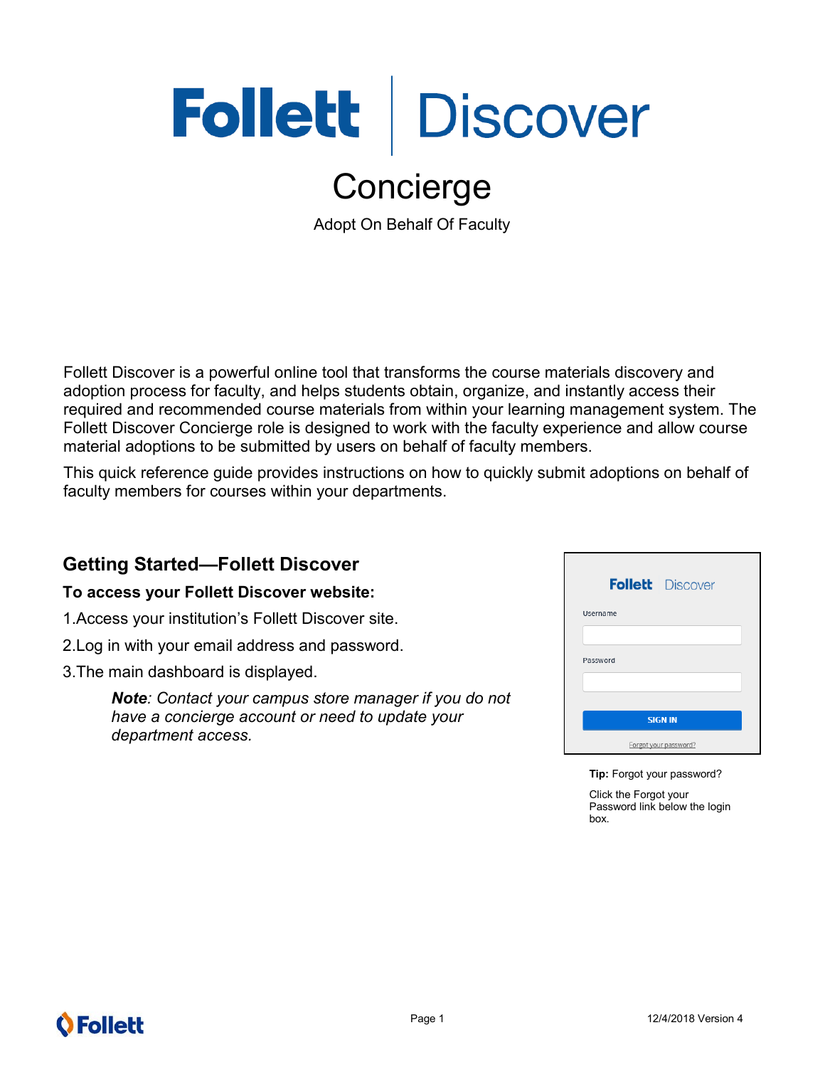# Follett | Discover

## Concierge

Adopt On Behalf Of Faculty

Follett Discover is a powerful online tool that transforms the course materials discovery and adoption process for faculty, and helps students obtain, organize, and instantly access their required and recommended course materials from within your learning management system. The Follett Discover Concierge role is designed to work with the faculty experience and allow course material adoptions to be submitted by users on behalf of faculty members.

This quick reference guide provides instructions on how to quickly submit adoptions on behalf of faculty members for courses within your departments.

## Getting Started—Follett Discover

**To access your Follett Discover website:**

1. Access your institution's Follett Discover site.
2. Log in with your email address and password.
3. The main dashboard is displayed.

> ***Note**: Contact your campus store manager if you do not have a concierge account or need to update your department access.*

Follett Discover

Username

Password

SIGN IN

Forgot your password?

**Tip:** Forgot your password?

Click the Forgot your Password link below the login box.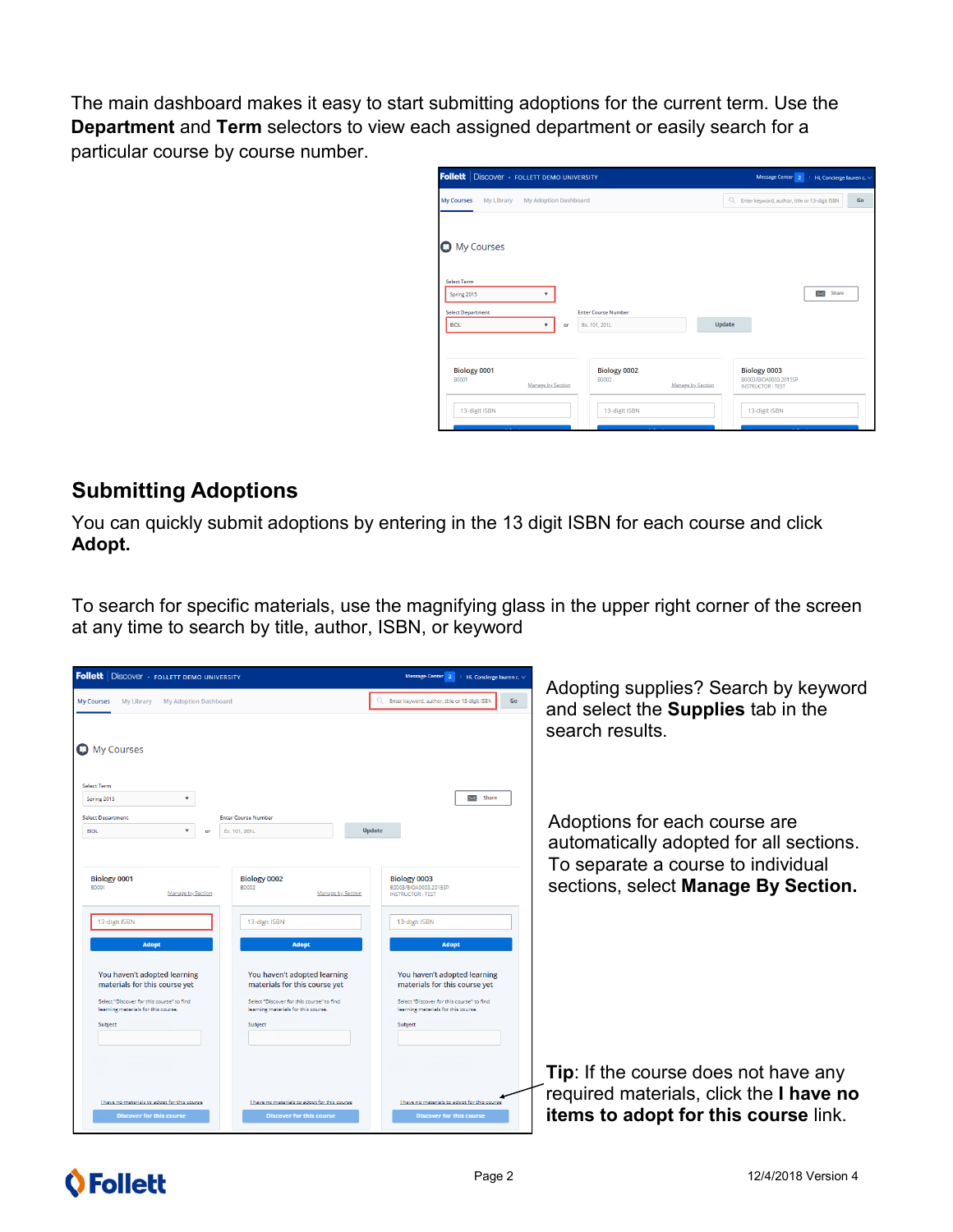The main dashboard makes it easy to start submitting adoptions for the current term. Use the **Department** and **Term** selectors to view each assigned department or easily search for a particular course by course number.

## Submitting Adoptions

You can quickly submit adoptions by entering in the 13 digit ISBN for each course and click **Adopt.**

To search for specific materials, use the magnifying glass in the upper right corner of the screen at any time to search by title, author, ISBN, or keyword

Adopting supplies? Search by keyword and select the **Supplies** tab in the search results.

Adoptions for each course are automatically adopted for all sections. To separate a course to individual sections, select **Manage By Section.**

**Tip**: If the course does not have any required materials, click the **I have no items to adopt for this course** link.

12/4/2018 Version 4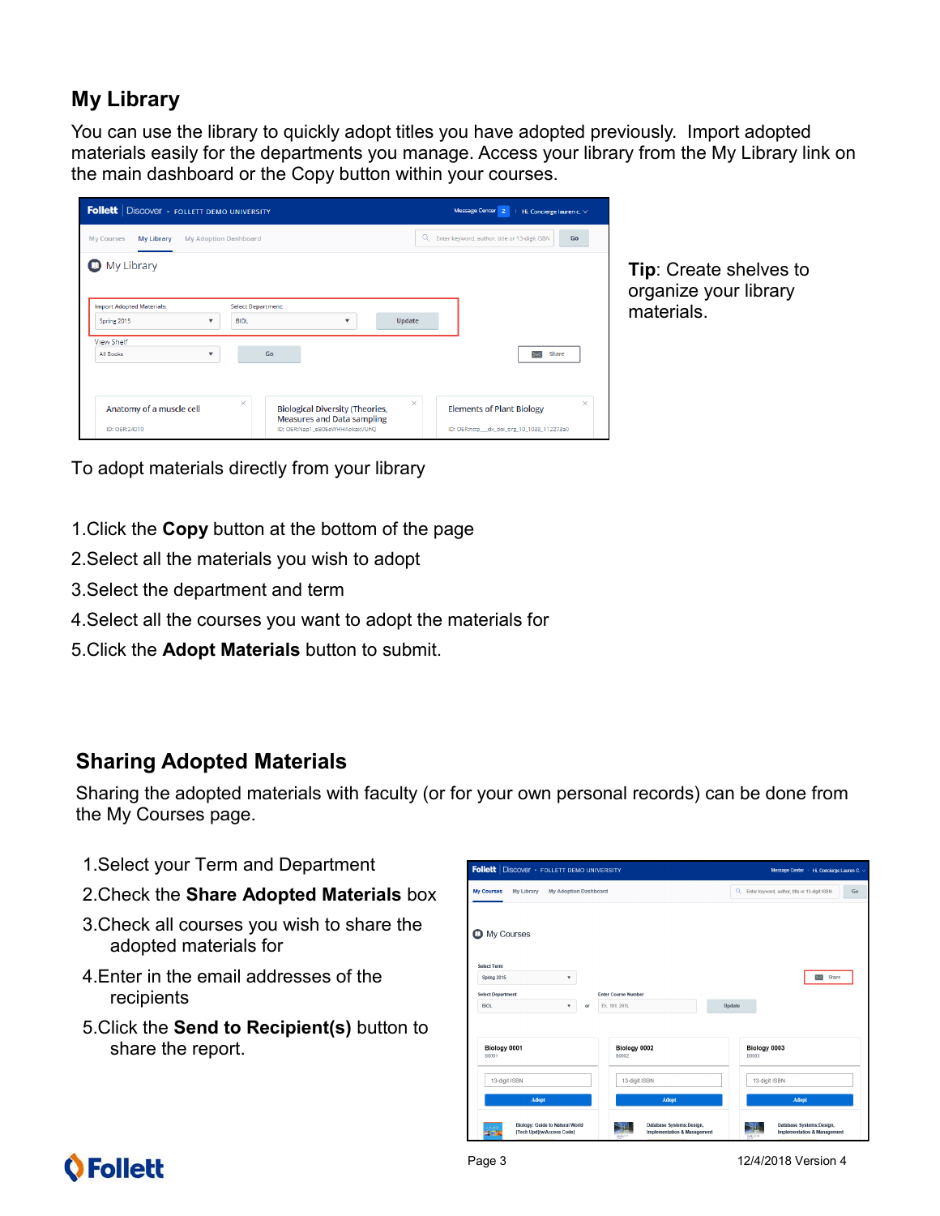## My Library

You can use the library to quickly adopt titles you have adopted previously. Import adopted materials easily for the departments you manage. Access your library from the My Library link on the main dashboard or the Copy button within your courses.

**Tip**: Create shelves to organize your library materials.

To adopt materials directly from your library

1. Click the **Copy** button at the bottom of the page
2. Select all the materials you wish to adopt
3. Select the department and term
4. Select all the courses you want to adopt the materials for
5. Click the **Adopt Materials** button to submit.

## Sharing Adopted Materials

Sharing the adopted materials with faculty (or for your own personal records) can be done from the My Courses page.

1. Select your Term and Department
2. Check the **Share Adopted Materials** box
3. Check all courses you wish to share the adopted materials for
4. Enter in the email addresses of the recipients
5. Click the **Send to Recipient(s)** button to share the report.

12/4/2018 Version 4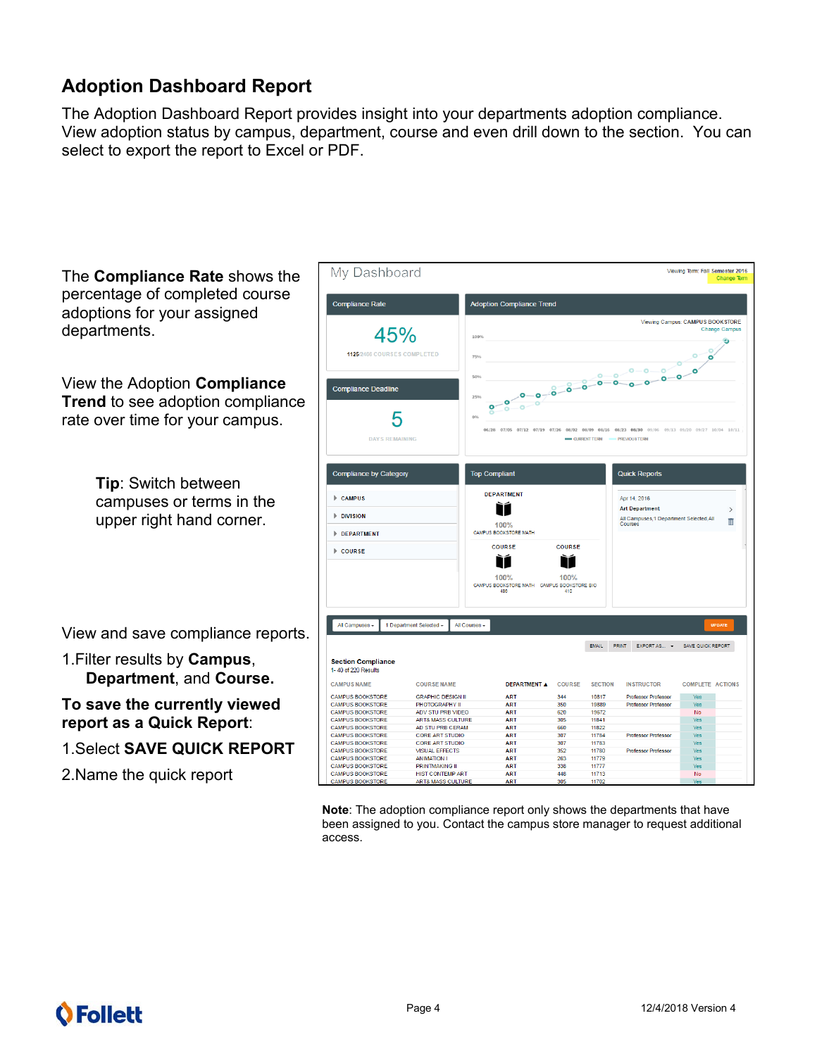## Adoption Dashboard Report

The Adoption Dashboard Report provides insight into your departments adoption compliance. View adoption status by campus, department, course and even drill down to the section. You can select to export the report to Excel or PDF.

The **Compliance Rate** shows the percentage of completed course adoptions for your assigned departments.

View the Adoption **Compliance Trend** to see adoption compliance rate over time for your campus.

**Tip**: Switch between campuses or terms in the upper right hand corner.

View and save compliance reports.

1. Filter results by **Campus**, **Department**, and **Course.**

**To save the currently viewed report as a Quick Report**:

1. Select **SAVE QUICK REPORT**
2. Name the quick report

**Note**: The adoption compliance report only shows the departments that have been assigned to you. Contact the campus store manager to request additional access.